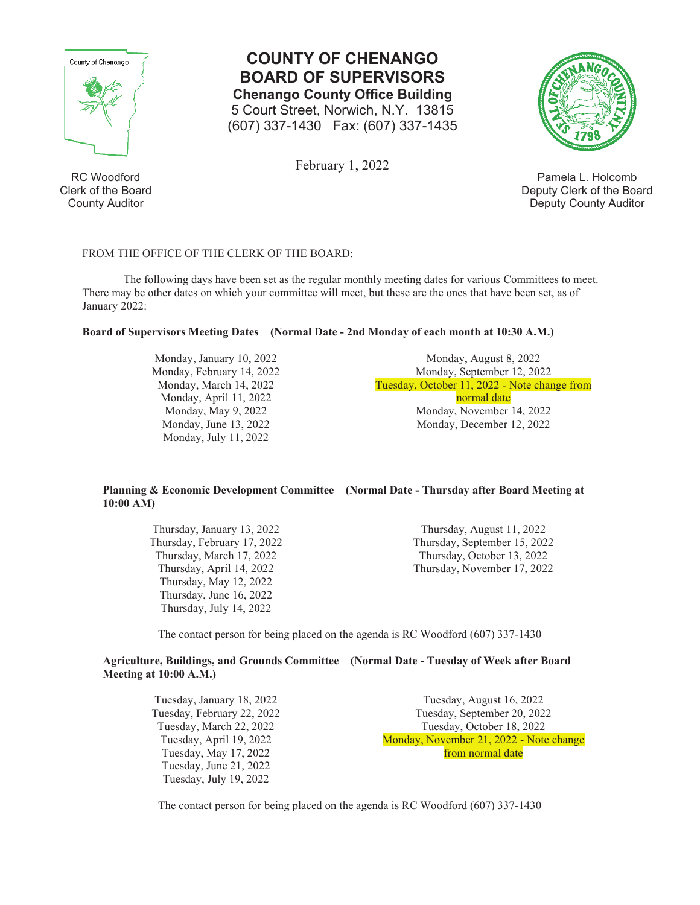# COUNTY OF CHENANGO
## BOARD OF SUPERVISORS

**Chenango County Office Building**
5 Court Street, Norwich, N.Y. 13815
(607) 337-1430 Fax: (607) 337-1435

February 1, 2022

RC Woodford
Clerk of the Board
County Auditor

Pamela L. Holcomb
Deputy Clerk of the Board
Deputy County Auditor

FROM THE OFFICE OF THE CLERK OF THE BOARD:

The following days have been set as the regular monthly meeting dates for various Committees to meet. There may be other dates on which your committee will meet, but these are the ones that have been set, as of January 2022:

**Board of Supervisors Meeting Dates (Normal Date - 2nd Monday of each month at 10:30 A.M.)**

Monday, January 10, 2022
Monday, February 14, 2022
Monday, March 14, 2022
Monday, April 11, 2022
Monday, May 9, 2022
Monday, June 13, 2022
Monday, July 11, 2022
Monday, August 8, 2022
Monday, September 12, 2022
Tuesday, October 11, 2022 - Note change from normal date
Monday, November 14, 2022
Monday, December 12, 2022

**Planning & Economic Development Committee (Normal Date - Thursday after Board Meeting at 10:00 AM)**

Thursday, January 13, 2022
Thursday, February 17, 2022
Thursday, March 17, 2022
Thursday, April 14, 2022
Thursday, May 12, 2022
Thursday, June 16, 2022
Thursday, July 14, 2022
Thursday, August 11, 2022
Thursday, September 15, 2022
Thursday, October 13, 2022
Thursday, November 17, 2022

The contact person for being placed on the agenda is RC Woodford (607) 337-1430

**Agriculture, Buildings, and Grounds Committee (Normal Date - Tuesday of Week after Board Meeting at 10:00 A.M.)**

Tuesday, January 18, 2022
Tuesday, February 22, 2022
Tuesday, March 22, 2022
Tuesday, April 19, 2022
Tuesday, May 17, 2022
Tuesday, June 21, 2022
Tuesday, July 19, 2022
Tuesday, August 16, 2022
Tuesday, September 20, 2022
Tuesday, October 18, 2022
Monday, November 21, 2022 - Note change from normal date

The contact person for being placed on the agenda is RC Woodford (607) 337-1430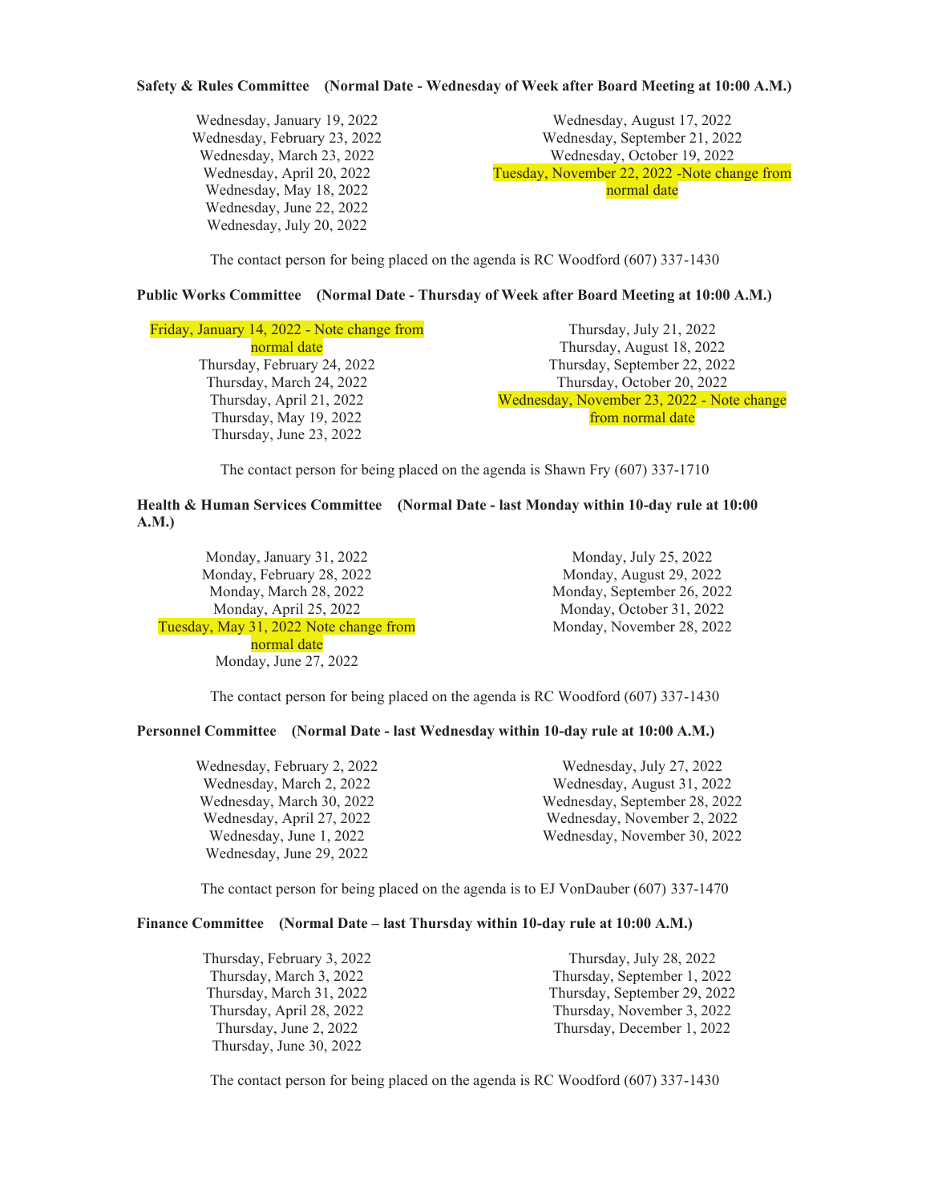**Safety & Rules Committee    (Normal Date - Wednesday of Week after Board Meeting at 10:00 A.M.)**

Wednesday, January 19, 2022
Wednesday, February 23, 2022
Wednesday, March 23, 2022
Wednesday, April 20, 2022
Wednesday, May 18, 2022
Wednesday, June 22, 2022
Wednesday, July 20, 2022
Wednesday, August 17, 2022
Wednesday, September 21, 2022
Wednesday, October 19, 2022
Tuesday, November 22, 2022 -Note change from normal date

The contact person for being placed on the agenda is RC Woodford (607) 337-1430

**Public Works Committee    (Normal Date - Thursday of Week after Board Meeting at 10:00 A.M.)**

Friday, January 14, 2022 - Note change from normal date
Thursday, February 24, 2022
Thursday, March 24, 2022
Thursday, April 21, 2022
Thursday, May 19, 2022
Thursday, June 23, 2022
Thursday, July 21, 2022
Thursday, August 18, 2022
Thursday, September 22, 2022
Thursday, October 20, 2022
Wednesday, November 23, 2022 - Note change from normal date

The contact person for being placed on the agenda is Shawn Fry (607) 337-1710

**Health & Human Services Committee    (Normal Date - last Monday within 10-day rule at 10:00 A.M.)**

Monday, January 31, 2022
Monday, February 28, 2022
Monday, March 28, 2022
Monday, April 25, 2022
Tuesday, May 31, 2022 Note change from normal date
Monday, June 27, 2022
Monday, July 25, 2022
Monday, August 29, 2022
Monday, September 26, 2022
Monday, October 31, 2022
Monday, November 28, 2022

The contact person for being placed on the agenda is RC Woodford (607) 337-1430

**Personnel Committee    (Normal Date - last Wednesday within 10-day rule at 10:00 A.M.)**

Wednesday, February 2, 2022
Wednesday, March 2, 2022
Wednesday, March 30, 2022
Wednesday, April 27, 2022
Wednesday, June 1, 2022
Wednesday, June 29, 2022
Wednesday, July 27, 2022
Wednesday, August 31, 2022
Wednesday, September 28, 2022
Wednesday, November 2, 2022
Wednesday, November 30, 2022

The contact person for being placed on the agenda is to EJ VonDauber (607) 337-1470

**Finance Committee    (Normal Date – last Thursday within 10-day rule at 10:00 A.M.)**

Thursday, February 3, 2022
Thursday, March 3, 2022
Thursday, March 31, 2022
Thursday, April 28, 2022
Thursday, June 2, 2022
Thursday, June 30, 2022
Thursday, July 28, 2022
Thursday, September 1, 2022
Thursday, September 29, 2022
Thursday, November 3, 2022
Thursday, December 1, 2022

The contact person for being placed on the agenda is RC Woodford (607) 337-1430